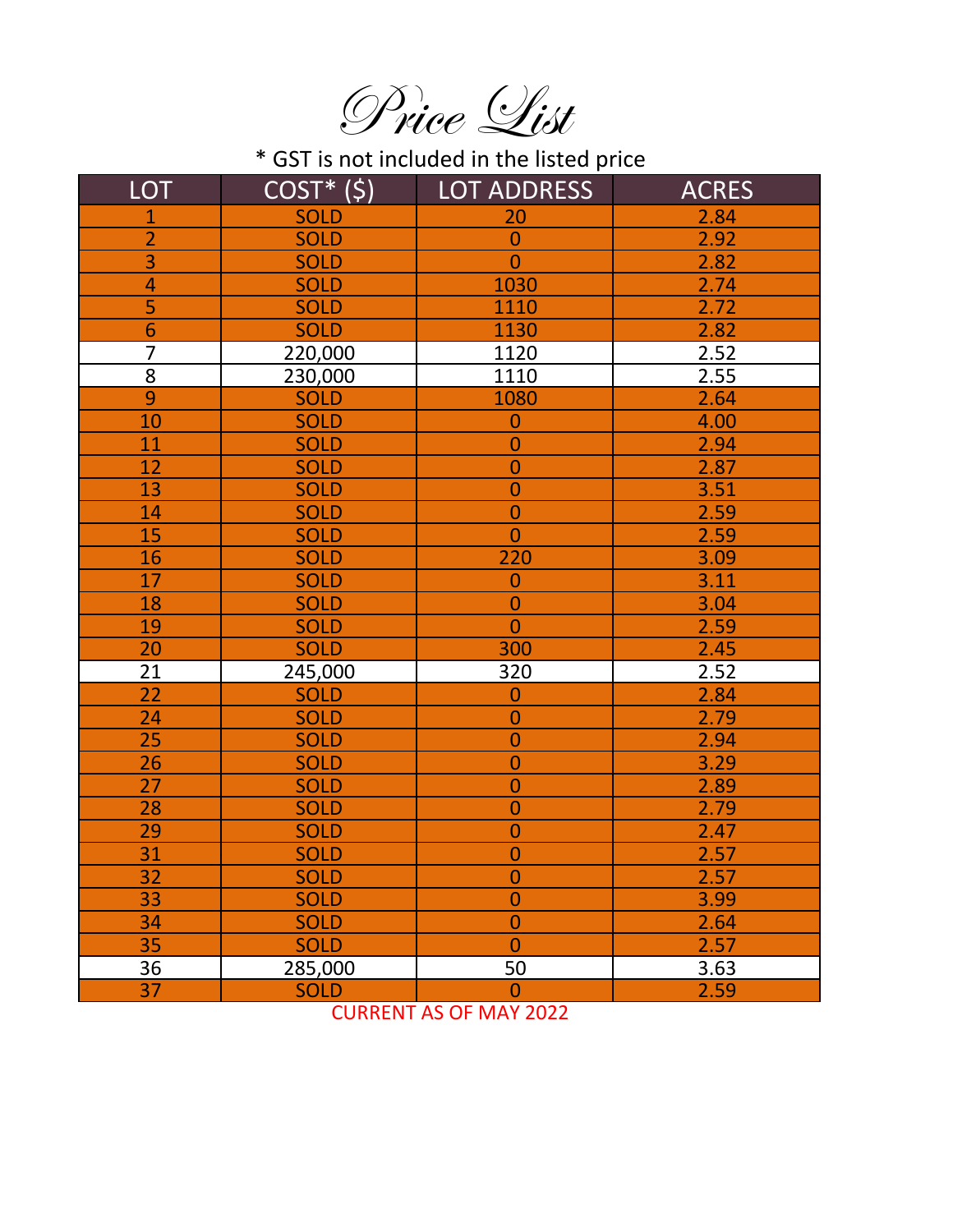# Price List

* GST is not included in the listed price

| LOT | COST* ($) | LOT ADDRESS | ACRES |
|---|---|---|---|
| 1 | SOLD | 20 | 2.84 |
| 2 | SOLD | 0 | 2.92 |
| 3 | SOLD | 0 | 2.82 |
| 4 | SOLD | 1030 | 2.74 |
| 5 | SOLD | 1110 | 2.72 |
| 6 | SOLD | 1130 | 2.82 |
| 7 | 220,000 | 1120 | 2.52 |
| 8 | 230,000 | 1110 | 2.55 |
| 9 | SOLD | 1080 | 2.64 |
| 10 | SOLD | 0 | 4.00 |
| 11 | SOLD | 0 | 2.94 |
| 12 | SOLD | 0 | 2.87 |
| 13 | SOLD | 0 | 3.51 |
| 14 | SOLD | 0 | 2.59 |
| 15 | SOLD | 0 | 2.59 |
| 16 | SOLD | 220 | 3.09 |
| 17 | SOLD | 0 | 3.11 |
| 18 | SOLD | 0 | 3.04 |
| 19 | SOLD | 0 | 2.59 |
| 20 | SOLD | 300 | 2.45 |
| 21 | 245,000 | 320 | 2.52 |
| 22 | SOLD | 0 | 2.84 |
| 24 | SOLD | 0 | 2.79 |
| 25 | SOLD | 0 | 2.94 |
| 26 | SOLD | 0 | 3.29 |
| 27 | SOLD | 0 | 2.89 |
| 28 | SOLD | 0 | 2.79 |
| 29 | SOLD | 0 | 2.47 |
| 31 | SOLD | 0 | 2.57 |
| 32 | SOLD | 0 | 2.57 |
| 33 | SOLD | 0 | 3.99 |
| 34 | SOLD | 0 | 2.64 |
| 35 | SOLD | 0 | 2.57 |
| 36 | 285,000 | 50 | 3.63 |
| 37 | SOLD | 0 | 2.59 |

CURRENT AS OF MAY 2022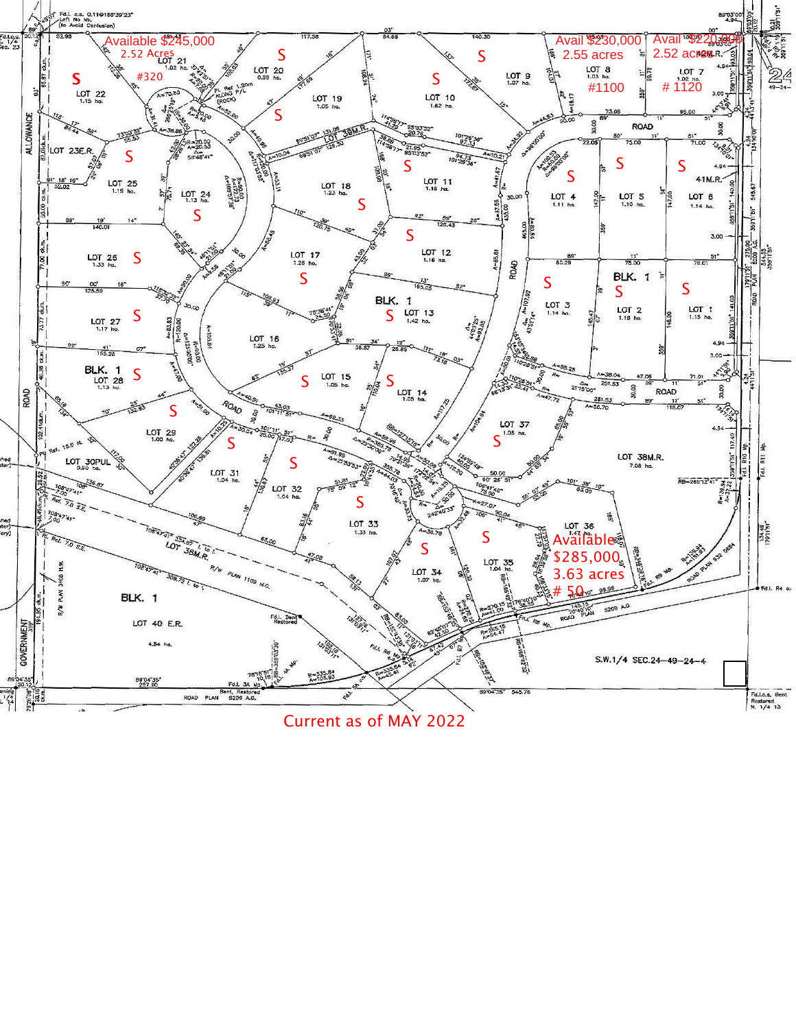Available $245,000
2.52 Acres
LOT 21
#320

Avail $230,000
2.55 acres
LOT 8
#1100

Avail $220,000
2.52 acres
LOT 7
# 1120

LOT 22 1.15 ha.
LOT 23E.R.
LOT 20 0.99 ha.
LOT 19 1.05 ha.
LOT 10 1.62 ha.
LOT 9 1.07 ha.
LOT 39M.R.
LOT 18 1.23 ha.
LOT 11 1.19 ha.
LOT 4 1.11 ha.
LOT 5 1.10 ha.
LOT 6 1.14 ha.
41M.R.
LOT 25 1.19 ha.
LOT 24 1.13 ha.
LOT 26 1.33 ha.
LOT 17 1.28 ha.
LOT 12 1.16 ha.
BLK. 1
LOT 13 1.42 ha.
LOT 3 1.14 ha.
LOT 2 1.18 ha.
LOT 1 1.15 ha.
LOT 27 1.17 ha.
LOT 16 1.25 ha.
BLK. 1
LOT 28 1.13 ha.
LOT 15 1.05 ha.
LOT 14 1.08 ha.
LOT 37 1.05 ha.
LOT 38M.R. 7.08 ha.
LOT 29 1.00 ha.
LOT 30PUL 0.90 ha.
LOT 31 1.04 ha.
LOT 32 1.04 ha.
LOT 33 1.33 ha.
LOT 38M.R.
LOT 34 1.07 ha.
LOT 35 1.04 ha.
LOT 36 1.47 ha.

Available
$285,000
3.63 acres
# 50

BLK. 1
LOT 40 E.R.
4.54 ha.

ROAD
ALLOWANCE
GOVERNMENT
ROAD PLAN 5209 A.G.
R/W PLAN 1109 H.C.
S.W.1/4 SEC.24—49—24—4

Current as of MAY 2022